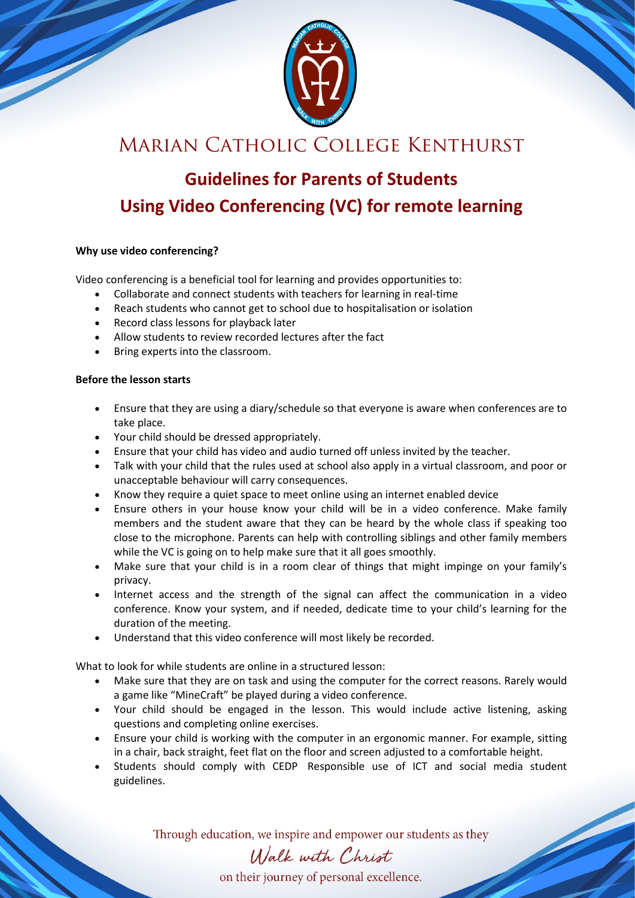# MARIAN CATHOLIC COLLEGE KENTHURST

## Guidelines for Parents of Students Using Video Conferencing (VC) for remote learning

**Why use video conferencing?**

Video conferencing is a beneficial tool for learning and provides opportunities to:

- Collaborate and connect students with teachers for learning in real-time
- Reach students who cannot get to school due to hospitalisation or isolation
- Record class lessons for playback later
- Allow students to review recorded lectures after the fact
- Bring experts into the classroom.

**Before the lesson starts**

- Ensure that they are using a diary/schedule so that everyone is aware when conferences are to take place.
- Your child should be dressed appropriately.
- Ensure that your child has video and audio turned off unless invited by the teacher.
- Talk with your child that the rules used at school also apply in a virtual classroom, and poor or unacceptable behaviour will carry consequences.
- Know they require a quiet space to meet online using an internet enabled device
- Ensure others in your house know your child will be in a video conference. Make family members and the student aware that they can be heard by the whole class if speaking too close to the microphone. Parents can help with controlling siblings and other family members while the VC is going on to help make sure that it all goes smoothly.
- Make sure that your child is in a room clear of things that might impinge on your family's privacy.
- Internet access and the strength of the signal can affect the communication in a video conference. Know your system, and if needed, dedicate time to your child's learning for the duration of the meeting.
- Understand that this video conference will most likely be recorded.

What to look for while students are online in a structured lesson:

- Make sure that they are on task and using the computer for the correct reasons. Rarely would a game like "MineCraft" be played during a video conference.
- Your child should be engaged in the lesson. This would include active listening, asking questions and completing online exercises.
- Ensure your child is working with the computer in an ergonomic manner. For example, sitting in a chair, back straight, feet flat on the floor and screen adjusted to a comfortable height.
- Students should comply with CEDP Responsible use of ICT and social media student guidelines.

Through education, we inspire and empower our students as they *Walk with Christ* on their journey of personal excellence.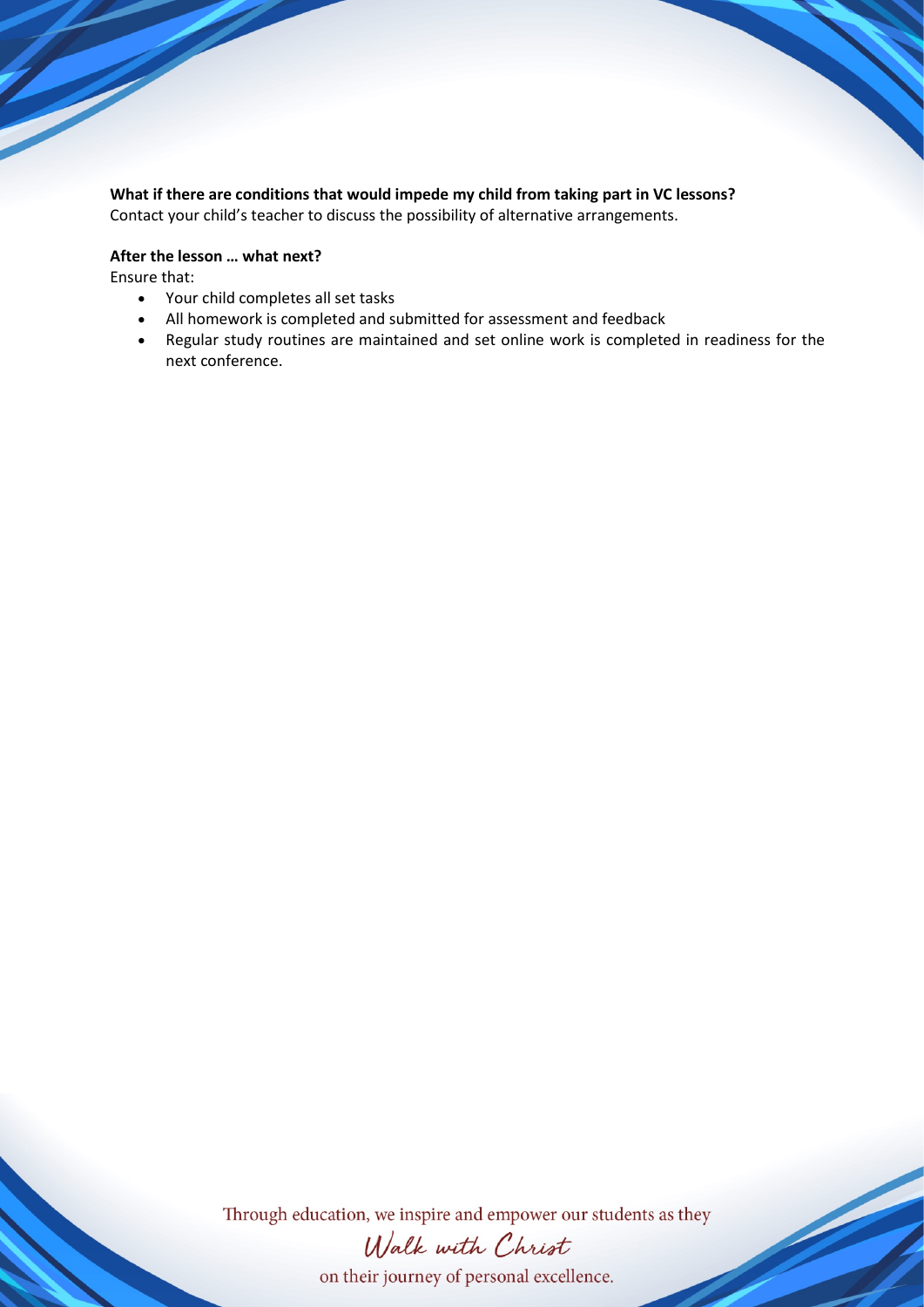**What if there are conditions that would impede my child from taking part in VC lessons?**
Contact your child's teacher to discuss the possibility of alternative arrangements.

**After the lesson … what next?**
Ensure that:

- Your child completes all set tasks
- All homework is completed and submitted for assessment and feedback
- Regular study routines are maintained and set online work is completed in readiness for the next conference.